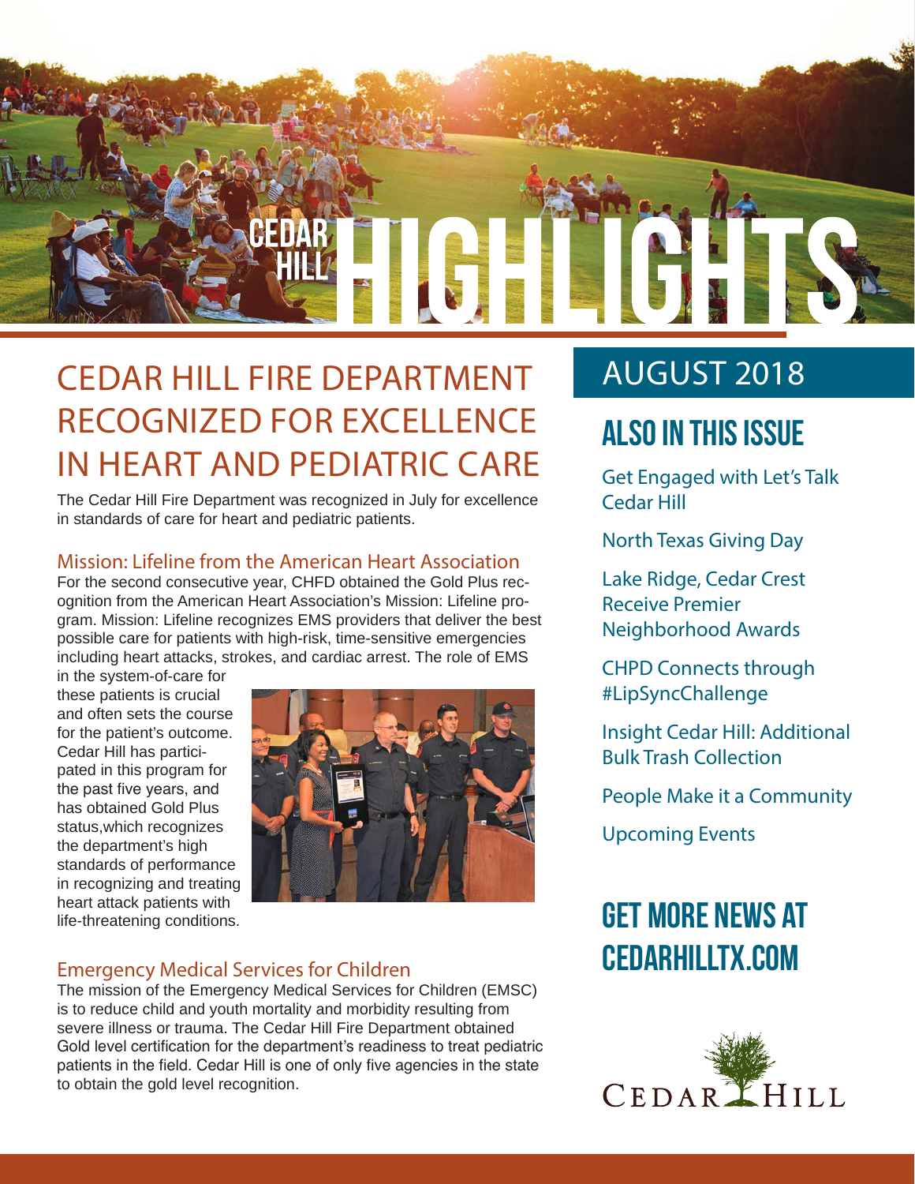# CEDAR HILL HIGHLIGHTS

## AUGUST 2018

# CEDAR HILL FIRE DEPARTMENT RECOGNIZED FOR EXCELLENCE IN HEART AND PEDIATRIC CARE

The Cedar Hill Fire Department was recognized in July for excellence in standards of care for heart and pediatric patients.

### Mission: Lifeline from the American Heart Association

For the second consecutive year, CHFD obtained the Gold Plus recognition from the American Heart Association's Mission: Lifeline program. Mission: Lifeline recognizes EMS providers that deliver the best possible care for patients with high-risk, time-sensitive emergencies including heart attacks, strokes, and cardiac arrest. The role of EMS in the system-of-care for these patients is crucial and often sets the course for the patient's outcome. Cedar Hill has participated in this program for the past five years, and has obtained Gold Plus status,which recognizes the department's high standards of performance in recognizing and treating heart attack patients with life-threatening conditions.

### Emergency Medical Services for Children

The mission of the Emergency Medical Services for Children (EMSC) is to reduce child and youth mortality and morbidity resulting from severe illness or trauma. The Cedar Hill Fire Department obtained Gold level certification for the department's readiness to treat pediatric patients in the field. Cedar Hill is one of only five agencies in the state to obtain the gold level recognition.

## ALSO IN THIS ISSUE

- Get Engaged with Let's Talk Cedar Hill
- North Texas Giving Day
- Lake Ridge, Cedar Crest Receive Premier Neighborhood Awards
- CHPD Connects through #LipSyncChallenge
- Insight Cedar Hill: Additional Bulk Trash Collection
- People Make it a Community
- Upcoming Events

## GET MORE NEWS AT CEDARHILLTX.COM

CEDAR HILL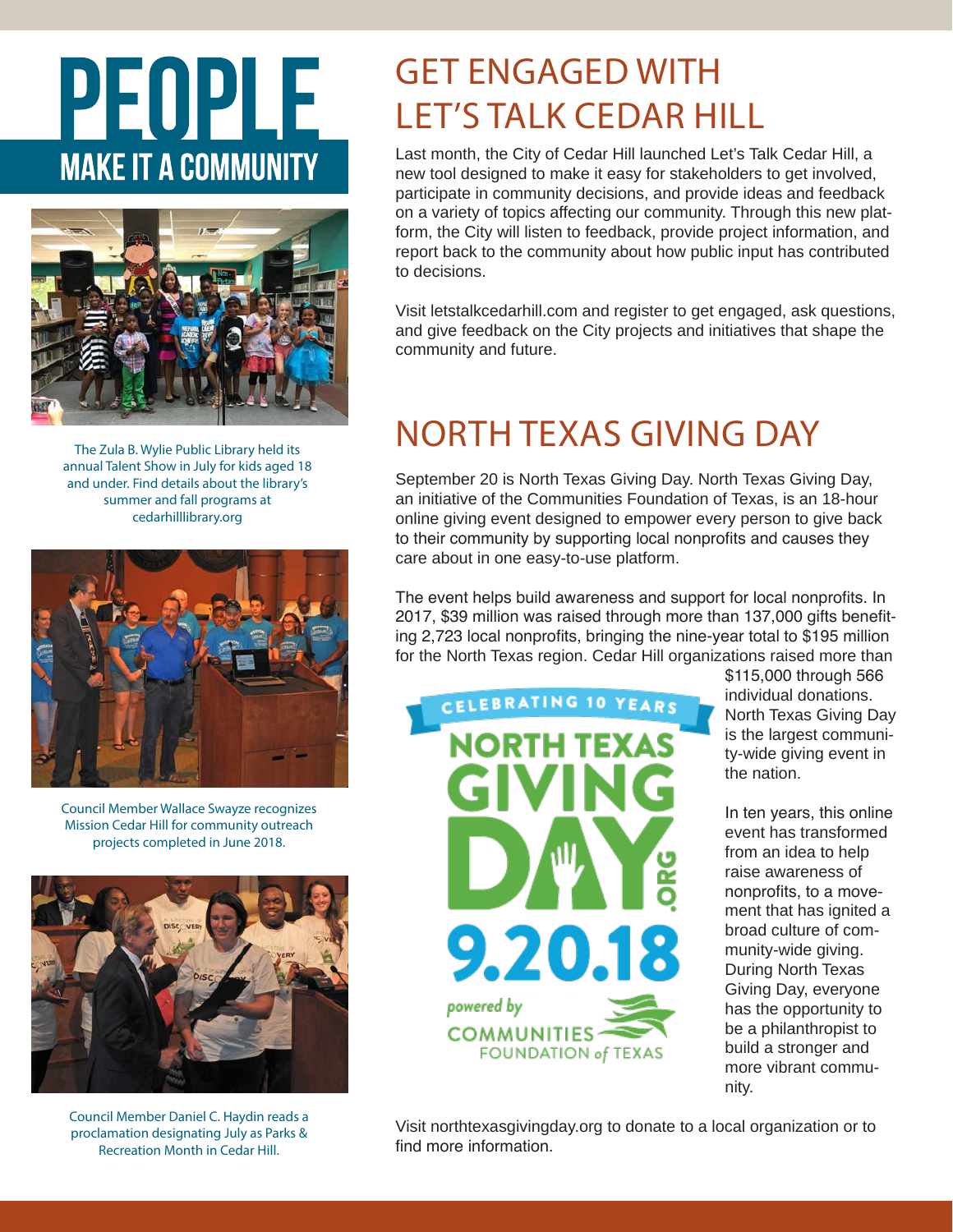# PEOPLE

## MAKE IT A COMMUNITY

The Zula B. Wylie Public Library held its annual Talent Show in July for kids aged 18 and under. Find details about the library's summer and fall programs at cedarhilllibrary.org

Council Member Wallace Swayze recognizes Mission Cedar Hill for community outreach projects completed in June 2018.

Council Member Daniel C. Haydin reads a proclamation designating July as Parks & Recreation Month in Cedar Hill.

## GET ENGAGED WITH LET'S TALK CEDAR HILL

Last month, the City of Cedar Hill launched Let's Talk Cedar Hill, a new tool designed to make it easy for stakeholders to get involved, participate in community decisions, and provide ideas and feedback on a variety of topics affecting our community. Through this new platform, the City will listen to feedback, provide project information, and report back to the community about how public input has contributed to decisions.

Visit letstalkcedarhill.com and register to get engaged, ask questions, and give feedback on the City projects and initiatives that shape the community and future.

## NORTH TEXAS GIVING DAY

September 20 is North Texas Giving Day. North Texas Giving Day, an initiative of the Communities Foundation of Texas, is an 18-hour online giving event designed to empower every person to give back to their community by supporting local nonprofits and causes they care about in one easy-to-use platform.

The event helps build awareness and support for local nonprofits. In 2017, $39 million was raised through more than 137,000 gifts benefiting 2,723 local nonprofits, bringing the nine-year total to $195 million for the North Texas region. Cedar Hill organizations raised more than $115,000 through 566 individual donations. North Texas Giving Day is the largest community-wide giving event in the nation.

CELEBRATING 10 YEARS
NORTH TEXAS GIVING DAY .ORG
9.20.18
powered by COMMUNITIES FOUNDATION of TEXAS

In ten years, this online event has transformed from an idea to help raise awareness of nonprofits, to a movement that has ignited a broad culture of community-wide giving. During North Texas Giving Day, everyone has the opportunity to be a philanthropist to build a stronger and more vibrant community.

Visit northtexasgivingday.org to donate to a local organization or to find more information.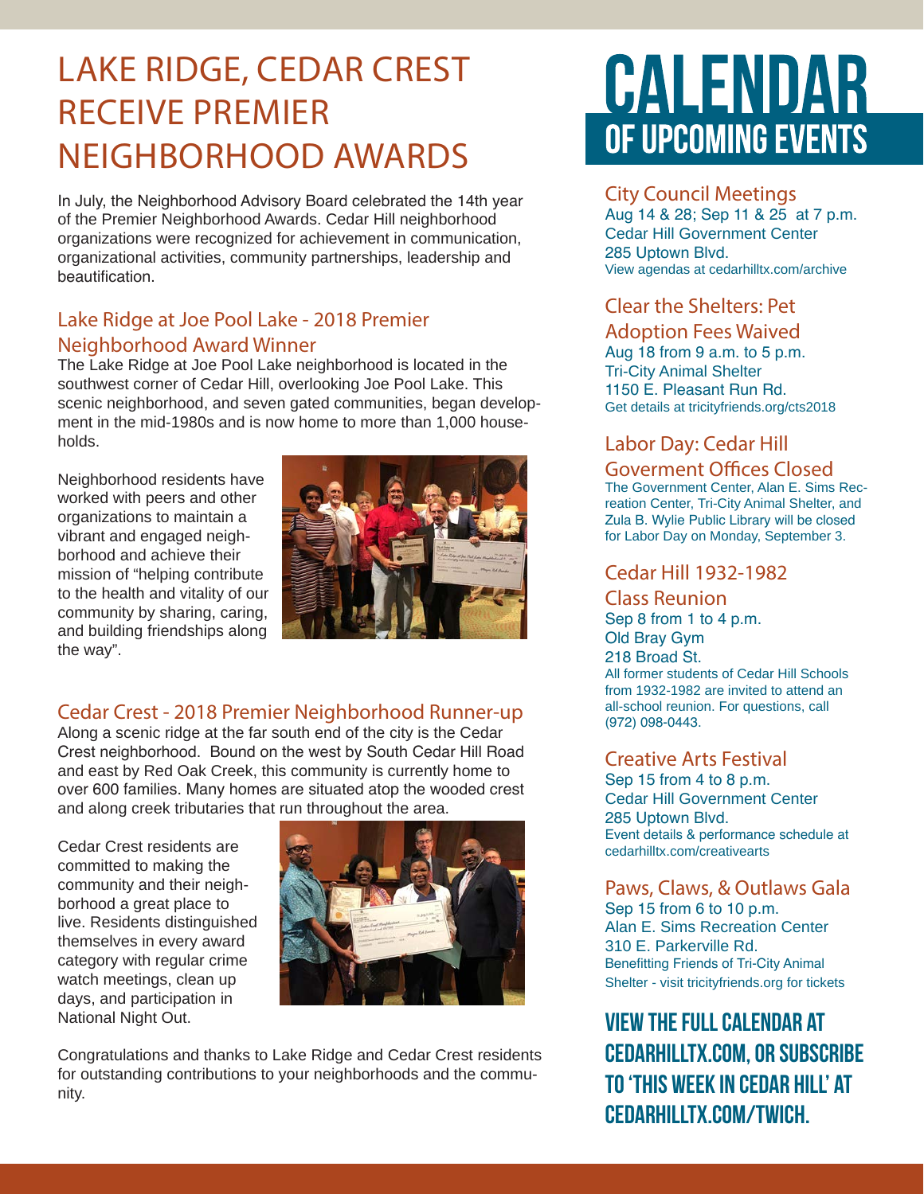# LAKE RIDGE, CEDAR CREST RECEIVE PREMIER NEIGHBORHOOD AWARDS

In July, the Neighborhood Advisory Board celebrated the 14th year of the Premier Neighborhood Awards. Cedar Hill neighborhood organizations were recognized for achievement in communication, organizational activities, community partnerships, leadership and beautification.

## Lake Ridge at Joe Pool Lake - 2018 Premier Neighborhood Award Winner

The Lake Ridge at Joe Pool Lake neighborhood is located in the southwest corner of Cedar Hill, overlooking Joe Pool Lake. This scenic neighborhood, and seven gated communities, began development in the mid-1980s and is now home to more than 1,000 households.

Neighborhood residents have worked with peers and other organizations to maintain a vibrant and engaged neighborhood and achieve their mission of "helping contribute to the health and vitality of our community by sharing, caring, and building friendships along the way".

## Cedar Crest - 2018 Premier Neighborhood Runner-up

Along a scenic ridge at the far south end of the city is the Cedar Crest neighborhood. Bound on the west by South Cedar Hill Road and east by Red Oak Creek, this community is currently home to over 600 families. Many homes are situated atop the wooded crest and along creek tributaries that run throughout the area.

Cedar Crest residents are committed to making the community and their neighborhood a great place to live. Residents distinguished themselves in every award category with regular crime watch meetings, clean up days, and participation in National Night Out.

Congratulations and thanks to Lake Ridge and Cedar Crest residents for outstanding contributions to your neighborhoods and the community.

# CALENDAR OF UPCOMING EVENTS

## City Council Meetings

Aug 14 & 28; Sep 11 & 25 at 7 p.m.
Cedar Hill Government Center
285 Uptown Blvd.
View agendas at cedarhilltx.com/archive

## Clear the Shelters: Pet Adoption Fees Waived

Aug 18 from 9 a.m. to 5 p.m.
Tri-City Animal Shelter
1150 E. Pleasant Run Rd.
Get details at tricityfriends.org/cts2018

## Labor Day: Cedar Hill Goverment Offices Closed

The Government Center, Alan E. Sims Recreation Center, Tri-City Animal Shelter, and Zula B. Wylie Public Library will be closed for Labor Day on Monday, September 3.

## Cedar Hill 1932-1982 Class Reunion

Sep 8 from 1 to 4 p.m.
Old Bray Gym
218 Broad St.
All former students of Cedar Hill Schools from 1932-1982 are invited to attend an all-school reunion. For questions, call (972) 098-0443.

## Creative Arts Festival

Sep 15 from 4 to 8 p.m.
Cedar Hill Government Center
285 Uptown Blvd.
Event details & performance schedule at cedarhilltx.com/creativearts

## Paws, Claws, & Outlaws Gala

Sep 15 from 6 to 10 p.m.
Alan E. Sims Recreation Center
310 E. Parkerville Rd.
Benefitting Friends of Tri-City Animal Shelter - visit tricityfriends.org for tickets

**VIEW THE FULL CALENDAR AT CEDARHILLTX.COM, OR SUBSCRIBE TO 'THIS WEEK IN CEDAR HILL' AT CEDARHILLTX.COM/TWICH.**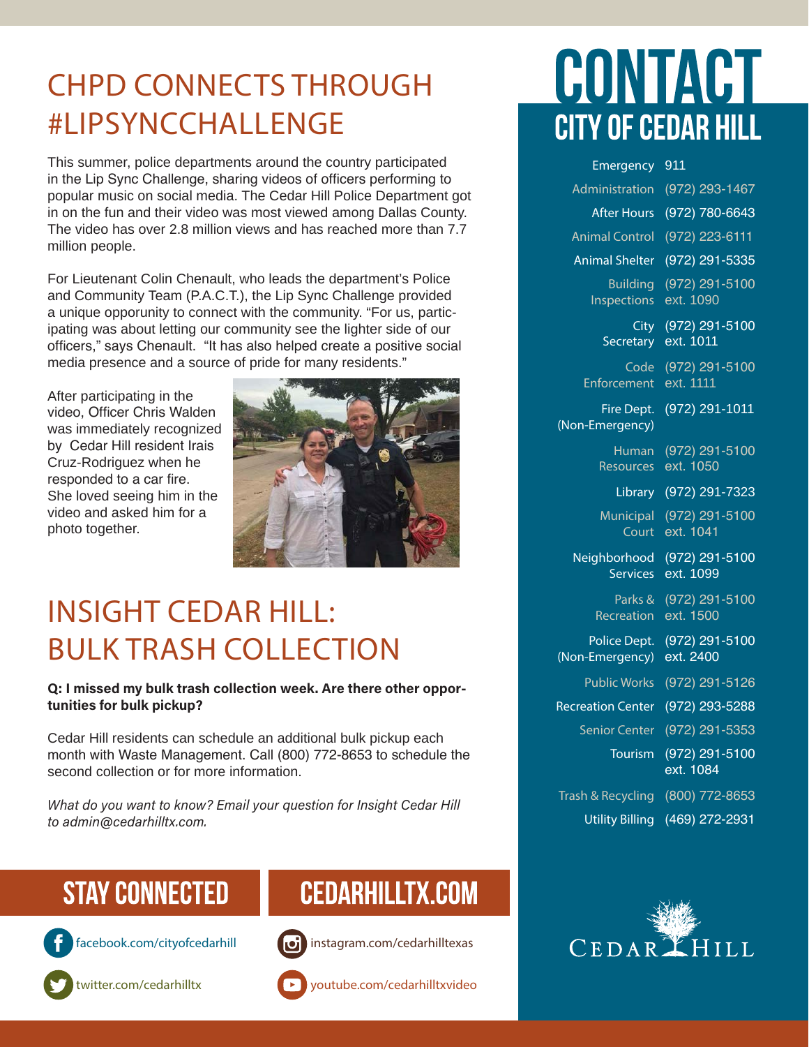## CHPD CONNECTS THROUGH #LIPSYNCCHALLENGE

This summer, police departments around the country participated in the Lip Sync Challenge, sharing videos of officers performing to popular music on social media. The Cedar Hill Police Department got in on the fun and their video was most viewed among Dallas County. The video has over 2.8 million views and has reached more than 7.7 million people.

For Lieutenant Colin Chenault, who leads the department's Police and Community Team (P.A.C.T.), the Lip Sync Challenge provided a unique opporunity to connect with the community. "For us, participating was about letting our community see the lighter side of our officers," says Chenault. "It has also helped create a positive social media presence and a source of pride for many residents."

After participating in the video, Officer Chris Walden was immediately recognized by Cedar Hill resident Irais Cruz-Rodriguez when he responded to a car fire. She loved seeing him in the video and asked him for a photo together.

## INSIGHT CEDAR HILL: BULK TRASH COLLECTION

**Q: I missed my bulk trash collection week. Are there other opportunities for bulk pickup?**

Cedar Hill residents can schedule an additional bulk pickup each month with Waste Management. Call (800) 772-8653 to schedule the second collection or for more information.

*What do you want to know? Email your question for Insight Cedar Hill to admin@cedarhilltx.com.*

## STAY CONNECTED

## CEDARHILLTX.COM

facebook.com/cityofcedarhill

instagram.com/cedarhilltexas

twitter.com/cedarhilltx

youtube.com/cedarhilltxvideo

# CONTACT
## CITY OF CEDAR HILL

| | |
|---|---|
| Emergency | 911 |
| Administration | (972) 293-1467 |
| After Hours | (972) 780-6643 |
| Animal Control | (972) 223-6111 |
| Animal Shelter | (972) 291-5335 |
| Building Inspections | (972) 291-5100 ext. 1090 |
| City Secretary | (972) 291-5100 ext. 1011 |
| Code Enforcement | (972) 291-5100 ext. 1111 |
| Fire Dept. (Non-Emergency) | (972) 291-1011 |
| Human Resources | (972) 291-5100 ext. 1050 |
| Library | (972) 291-7323 |
| Municipal Court | (972) 291-5100 ext. 1041 |
| Neighborhood Services | (972) 291-5100 ext. 1099 |
| Parks & Recreation | (972) 291-5100 ext. 1500 |
| Police Dept. (Non-Emergency) | (972) 291-5100 ext. 2400 |
| Public Works | (972) 291-5126 |
| Recreation Center | (972) 293-5288 |
| Senior Center | (972) 291-5353 |
| Tourism | (972) 291-5100 ext. 1084 |
| Trash & Recycling | (800) 772-8653 |
| Utility Billing | (469) 272-2931 |

CEDAR HILL